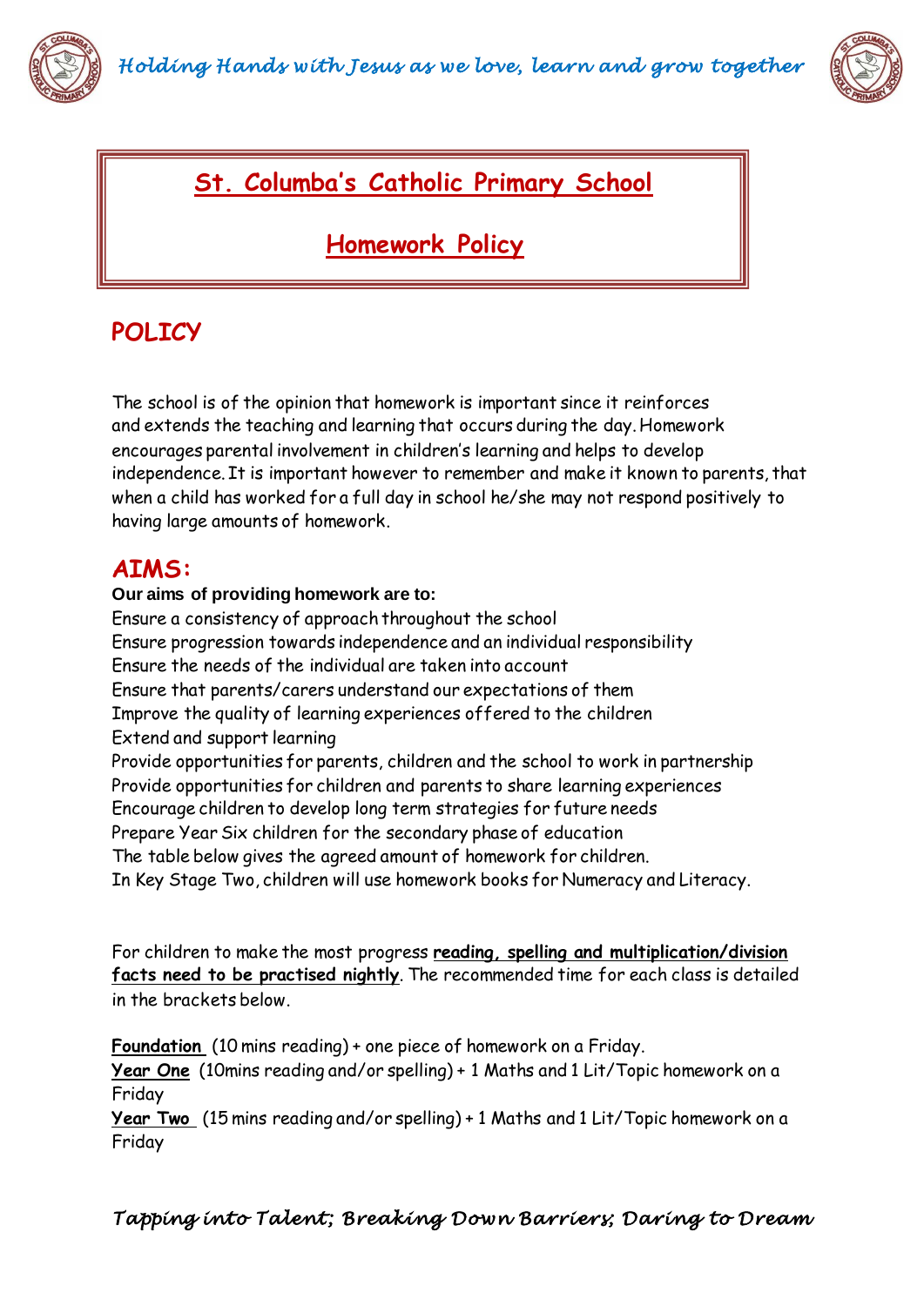# St. Columba's Catholic Primary School

# Homework Policy

## POLICY

The school is of the opinion that homework is important since it reinforces and extends the teaching and learning that occurs during the day. Homework encourages parental involvement in children's learning and helps to develop independence. It is important however to remember and make it known to parents, that when a child has worked for a full day in school he/she may not respond positively to having large amounts of homework.

## AIMS:

**Our aims of providing homework are to:**

Ensure a consistency of approach throughout the school
Ensure progression towards independence and an individual responsibility
Ensure the needs of the individual are taken into account
Ensure that parents/carers understand our expectations of them
Improve the quality of learning experiences offered to the children
Extend and support learning
Provide opportunities for parents, children and the school to work in partnership
Provide opportunities for children and parents to share learning experiences
Encourage children to develop long term strategies for future needs
Prepare Year Six children for the secondary phase of education
The table below gives the agreed amount of homework for children.
In Key Stage Two, children will use homework books for Numeracy and Literacy.

For children to make the most progress **reading, spelling and multiplication/division facts need to be practised nightly**. The recommended time for each class is detailed in the brackets below.

**Foundation** (10 mins reading) + one piece of homework on a Friday.
**Year One** (10mins reading and/or spelling) + 1 Maths and 1 Lit/Topic homework on a Friday
**Year Two** (15 mins reading and/or spelling) + 1 Maths and 1 Lit/Topic homework on a Friday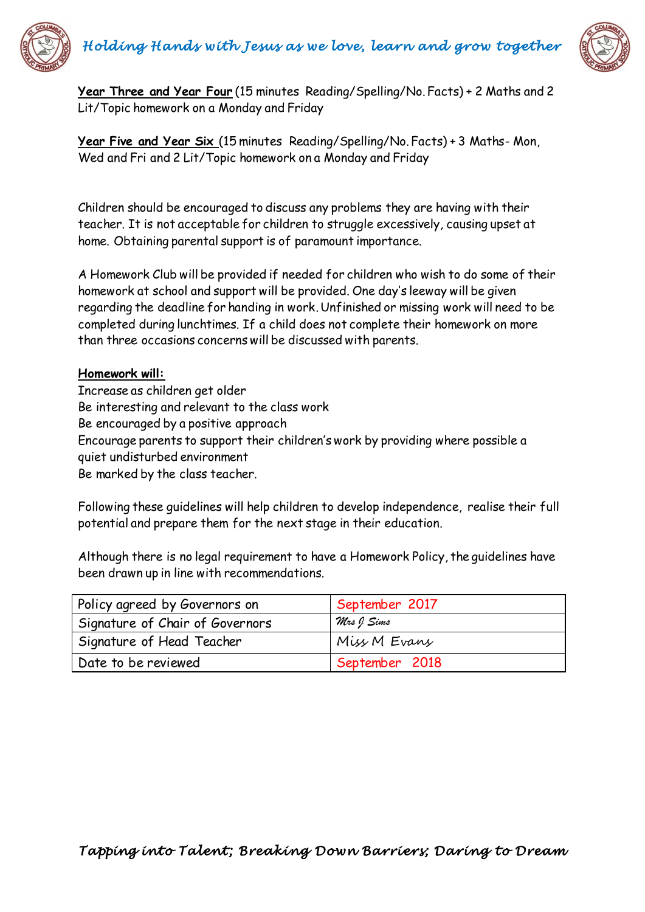**Year Three and Year Four** (15 minutes Reading/Spelling/No. Facts) + 2 Maths and 2 Lit/Topic homework on a Monday and Friday

**Year Five and Year Six** (15 minutes Reading/Spelling/No. Facts) + 3 Maths- Mon, Wed and Fri and 2 Lit/Topic homework on a Monday and Friday

Children should be encouraged to discuss any problems they are having with their teacher. It is not acceptable for children to struggle excessively, causing upset at home. Obtaining parental support is of paramount importance.

A Homework Club will be provided if needed for children who wish to do some of their homework at school and support will be provided. One day's leeway will be given regarding the deadline for handing in work. Unfinished or missing work will need to be completed during lunchtimes. If a child does not complete their homework on more than three occasions concerns will be discussed with parents.

**Homework will:**

Increase as children get older
Be interesting and relevant to the class work
Be encouraged by a positive approach
Encourage parents to support their children's work by providing where possible a quiet undisturbed environment
Be marked by the class teacher.

Following these guidelines will help children to develop independence, realise their full potential and prepare them for the next stage in their education.

Although there is no legal requirement to have a Homework Policy, the guidelines have been drawn up in line with recommendations.

| Policy agreed by Governors on | September 2017 |
|---|---|
| Signature of Chair of Governors | Mrs J Sims |
| Signature of Head Teacher | Miss M Evans |
| Date to be reviewed | September 2018 |